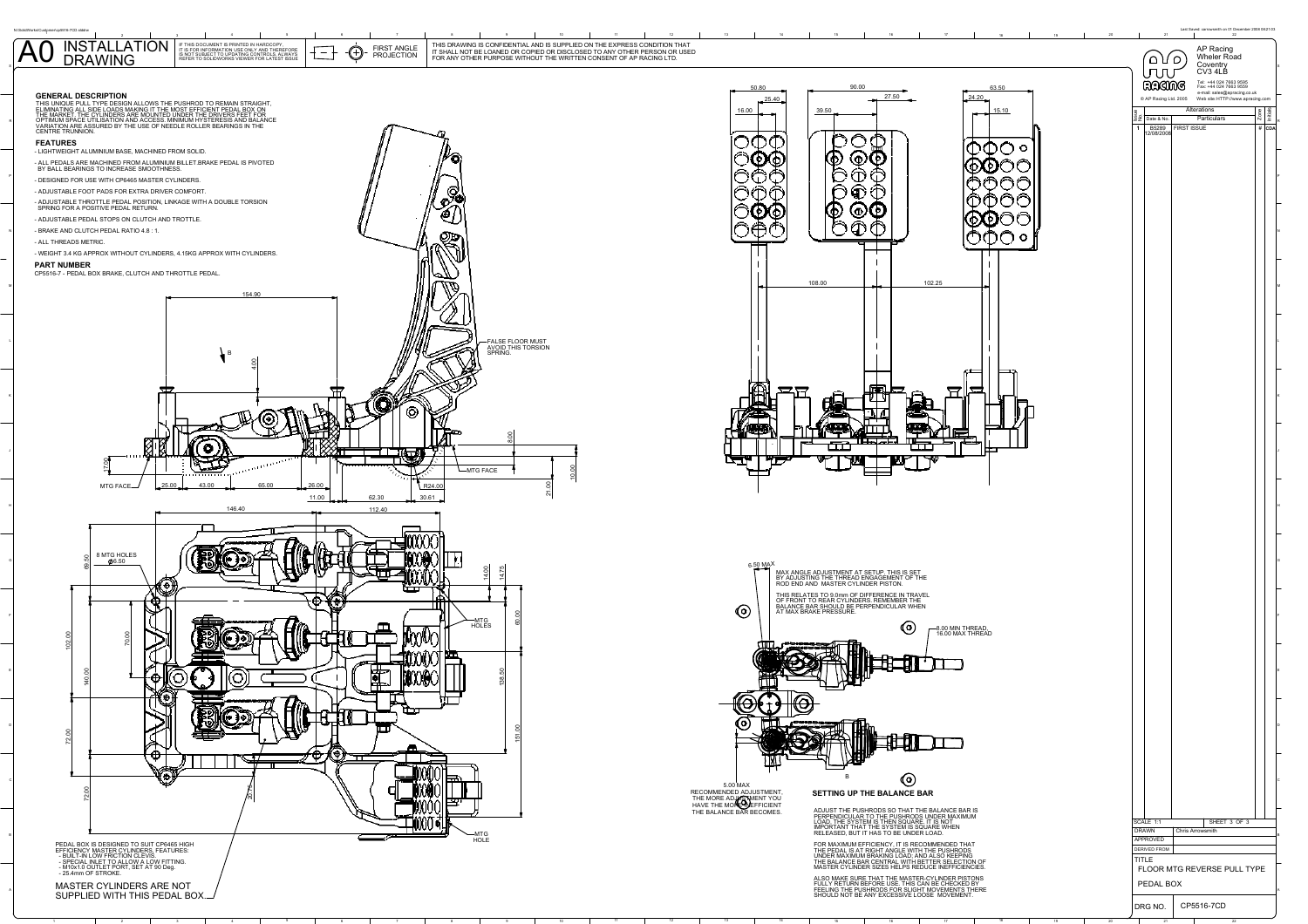# A0 INSTALLATION DRAWING

IF THIS DOCUMENT IS PRINTED IN HARDCOPY, IT IS FOR INFORMATION USE ONLY AND THEREFORE IS NOT SUBJECT TO UPDATING CONTROLS. ALWAYS REFER TO SOLIDWORKS VIEWER FOR LATEST ISSUE

FIRST ANGLE PROJECTION

THIS DRAWING IS CONFIDENTIAL AND IS SUPPLIED ON THE EXPRESS CONDITION THAT IT SHALL NOT BE LOANED OR COPIED OR DISCLOSED TO ANY OTHER PERSON OR USED FOR ANY OTHER PURPOSE WITHOUT THE WRITTEN CONSENT OF AP RACING LTD.

## GENERAL DESCRIPTION

THIS UNIQUE PULL TYPE DESIGN ALLOWS THE PUSHROD TO REMAIN STRAIGHT, ELIMINATING ALL SIDE LOADS MAKING IT THE MOST EFFICIENT PEDAL BOX ON THE MARKET. THE CYLINDERS ARE MOUNTED UNDER THE DRIVERS FEET FOR OPTIMUM SPACE UTILISATION AND ACCESS. MINIMUM HYSTERESIS AND BALANCE VARIATION ARE ASSURED BY THE USE OF NEEDLE ROLLER BEARINGS IN THE CENTRE TRUNNION.

## FEATURES

- LIGHTWEIGHT ALUMINIUM BASE, MACHINED FROM SOLID.
- ALL PEDALS ARE MACHINED FROM ALUMINIUM BILLET.BRAKE PEDAL IS PIVOTED BY BALL BEARINGS TO INCREASE SMOOTHNESS.
- DESIGNED FOR USE WITH CP6465 MASTER CYLINDERS.
- ADJUSTABLE FOOT PADS FOR EXTRA DRIVER COMFORT.
- ADJUSTABLE THROTTLE PEDAL POSITION, LINKAGE WITH A DOUBLE TORSION SPRING FOR A POSITIVE PEDAL RETURN.
- ADJUSTABLE PEDAL STOPS ON CLUTCH AND TROTTLE.
- BRAKE AND CLUTCH PEDAL RATIO 4.8 : 1.
- ALL THREADS METRIC.
- WEIGHT 3.4 KG APPROX WITHOUT CYLINDERS, 4.15KG APPROX WITH CYLINDERS.

## PART NUMBER

CP5516-7 - PEDAL BOX BRAKE, CLUTCH AND THROTTLE PEDAL.

FALSE FLOOR MUST AVOID THIS TORSION SPRING.

MTG FACE

8 MTG HOLES Ø6.50

MTG HOLES

MTG HOLE

PEDAL BOX IS DESIGNED TO SUIT CP6465 HIGH EFFICIENCY MASTER CYLINDERS, FEATURES:
- BUILT-IN LOW FRICTION CLEVIS.
- SPECIAL INLET TO ALLOW A LOW FITTING.
- M10x1.0 OUTLET PORT, SET AT 90 Deg.
- 25.4mm OF STROKE.

MASTER CYLINDERS ARE NOT SUPPLIED WITH THIS PEDAL BOX.

6.50 MAX

MAX ANGLE ADJUSTMENT AT SETUP. THIS IS SET BY ADJUSTING THE THREAD ENGAGEMENT OF THE ROD END AND MASTER CYLINDER PISTON.

THIS RELATES TO 9.0mm OF DIFFERENCE IN TRAVEL OF FRONT TO REAR CYLINDERS. REMEMBER THE BALANCE BAR SHOULD BE PERPENDICULAR WHEN AT MAX BRAKE PRESSURE.

8.00 MIN THREAD, 16.00 MAX THREAD

5.00 MAX RECOMMENDED ADJUSTMENT. THE MORE ADJUSTMENT YOU HAVE THE MORE INEFFICIENT THE BALANCE BAR BECOMES.

## SETTING UP THE BALANCE BAR

ADJUST THE PUSHRODS SO THAT THE BALANCE BAR IS PERPENDICULAR TO THE PUSHRODS UNDER MAXIMUM LOAD. THE SYSTEM IS THEN SQUARE. IT IS NOT IMPORTANT THAT THE SYSTEM IS SQUARE WHEN RELEASED, BUT IT HAS TO BE UNDER LOAD.

FOR MAXIMUM EFFICIENCY, IT IS RECOMMENDED THAT THE PEDAL IS AT RIGHT ANGLE WITH THE PUSHRODS UNDER MAXIMUM BRAKING LOAD; AND ALSO KEEPING THE BALANCE BAR CENTRAL WITH BETTER SELECTION OF MASTER CYLINDER SIZES HELPS REDUCE INEFFICIENCIES.

ALSO MAKE SURE THAT THE MASTER-CYLINDER PISTONS FULLY RETURN BEFORE USE. THIS CAN BE CHECKED BY FEELING THE PUSHRODS FOR SLIGHT MOVEMENTS THERE SHOULD NOT BE ANY EXCESSIVE LOOSE MOVEMENT.

AP Racing
Wheler Road
Coventry
CV3 4LB

Tel: +44 024 7663 9595
Fax: +44 024 7663 9559
e-mail: sales@apracing.co.uk
Web site: HTTP://www.apracing.com

© AP Racing Ltd. 2005

| Issue No. | Date & No. | Alterations Particulars | Zone | Initials |
|---|---|---|---|---|
| 1 | B5289 12/08/2008 | FIRST ISSUE | | CDA |

| | |
|---|---|
| SCALE 1:1 | SHEET 3 OF 3 |
| DRAWN | Chris Arrowsmith |
| APPROVED | |
| DERIVED FROM | |
| TITLE | FLOOR MTG REVERSE PULL TYPE PEDAL BOX |
| DRG NO. | CP5516-7CD |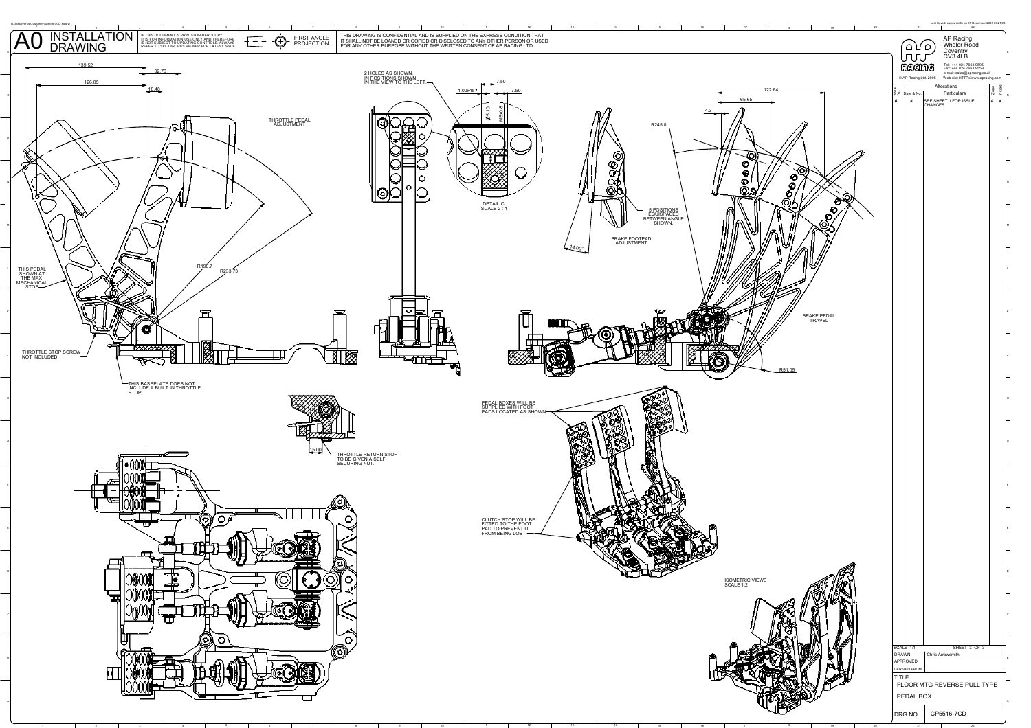# A0 INSTALLATION DRAWING

IF THIS DOCUMENT IS PRINTED IN HARDCOPY IT IS FOR INFORMATION USE ONLY AND THEREFORE IS NOT SUBJECT TO UPDATING CONTROLS. ALWAYS REFER TO SOLIDWORKS VIEWER FOR LATEST ISSUE

FIRST ANGLE PROJECTION

THIS DRAWING IS CONFIDENTIAL AND IS SUPPLIED ON THE EXPRESS CONDITION THAT IT SHALL NOT BE LOANED OR COPIED OR DISCLOSED TO ANY OTHER PERSON OR USED FOR ANY OTHER PURPOSE WITHOUT THE WRITTEN CONSENT OF AP RACING LTD.

AP Racing
Wheler Road
Coventry
CV3 4LB

Tel: +44 024 7663 9595
Fax: +44 024 7663 9559
e-mail: sales@apracing.co.uk
Web site: HTTP://www.apracing.com

© AP Racing Ltd. 2005

| Issue No. | Date & No. | Alterations Particulars | Zone | Initials |
|---|---|---|---|---|
| # | # | SEE SHEET 1 FOR ISSUE CHANGES. | # | # |

139.52
126.05
32.76
18.48

THROTTLE PEDAL ADJUSTMENT

R198.7
R233.73

THIS PEDAL SHOWN AT THE MAX MECHANICAL STOP

THROTTLE STOP SCREW NOT INCLUDED

THIS BASEPLATE DOES NOT INCLUDE A BUILT IN THROTTLE STOP.

2 HOLES AS SHOWN, IN POSITIONS SHOWN IN THE VIEW TO THE LEFT

1.00x45°
7.50
7.50
Ø5.10
M6x0.8

DETAIL C
SCALE 2 : 1

122.64
65.65
4.3
R245.8

5 POSITIONS EQUISPACED BETWEEN ANGLE SHOWN.

14.00°

BRAKE FOOTPAD ADJUSTMENT

BRAKE PEDAL TRAVEL

R51.05

15.00

THROTTLE RETURN STOP TO BE GIVEN A SELF SECURING NUT.

PEDAL BOXES WILL BE SUPPLIED WITH FOOT PADS LOCATED AS SHOWN

CLUTCH STOP WILL BE FITTED TO THE FOOT PAD TO PREVENT IT FROM BEING LOST.

ISOMETRIC VIEWS
SCALE 1:2

| SCALE 1:1 | SHEET 3 OF 3 |
|---|---|
| DRAWN | Chris Arrowsmith |
| APPROVED | |
| DERIVED FROM | |
| TITLE | FLOOR MTG REVERSE PULL TYPE PEDAL BOX |
| DRG NO. | CP5516-7CD |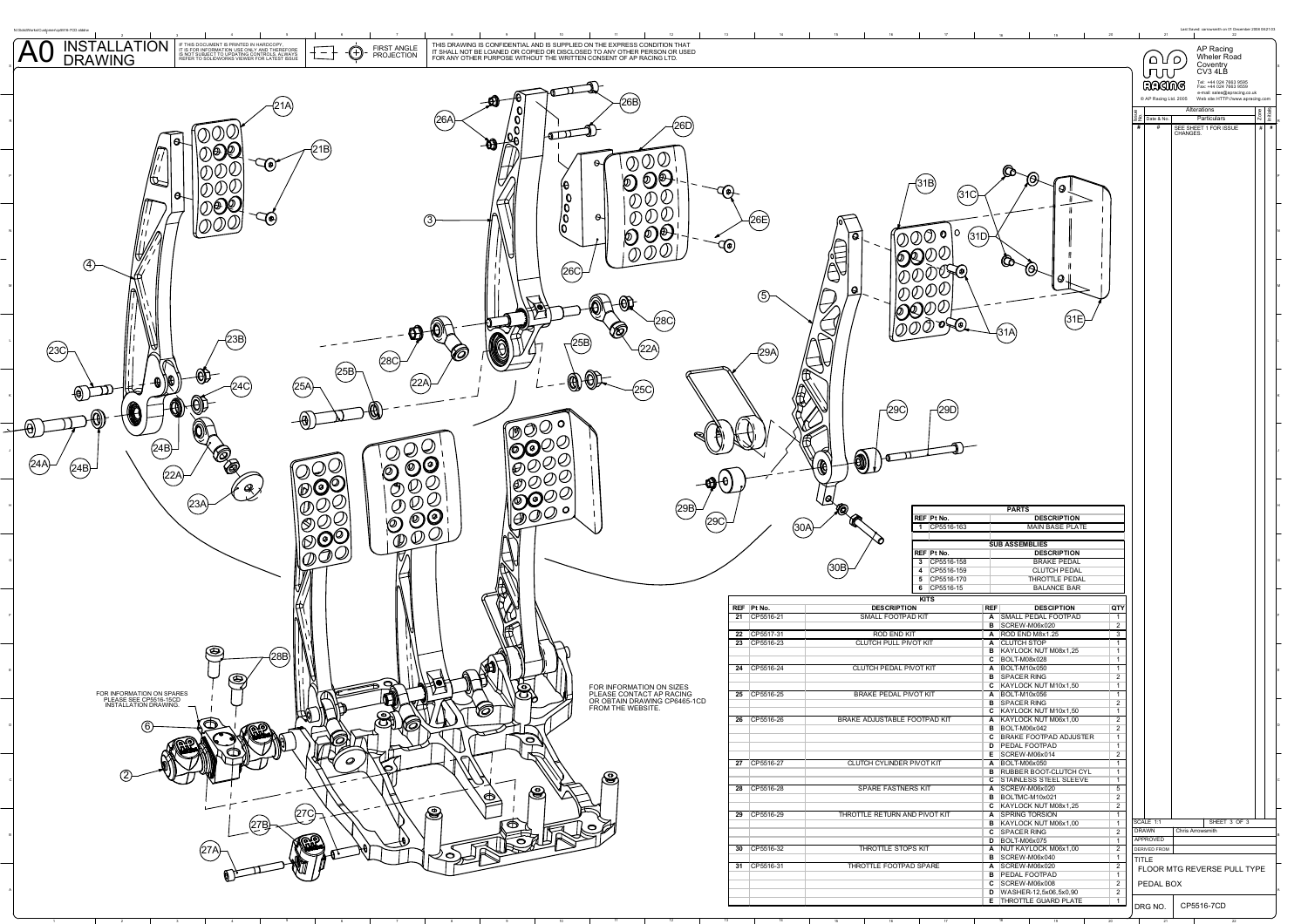# A0 INSTALLATION DRAWING

IF THIS DOCUMENT IS PRINTED IN HARDCOPY, IT IS FOR INFORMATION USE ONLY AND THEREFORE IS NOT SUBJECT TO UPDATING CONTROLS. ALWAYS REFER TO SOLIDWORKS VIEWER FOR LATEST ISSUE

FIRST ANGLE PROJECTION

THIS DRAWING IS CONFIDENTIAL AND IS SUPPLIED ON THE EXPRESS CONDITION THAT IT SHALL NOT BE LOANED OR COPIED OR DISCLOSED TO ANY OTHER PERSON OR USED FOR ANY OTHER PURPOSE WITHOUT THE WRITTEN CONSENT OF AP RACING LTD.

AP Racing
Wheler Road
Coventry
CV3 4LB

Tel: +44 024 7663 9595
Fax: +44 024 7663 9559
e-mail: sales@apracing.co.uk
Web site: HTTP://www.apracing.com

© AP Racing Ltd. 2005

| Issue No. | Date & No. | Alterations Particulars | Zone | Initials |
|---|---|---|---|---|
| # | # | SEE SHEET 1 FOR ISSUE CHANGES. | # | # |

FOR INFORMATION ON SPARES PLEASE SEE CP5516-15CD INSTALLATION DRAWING.

FOR INFORMATION ON SIZES PLEASE CONTACT AP RACING OR OBTAIN DRAWING CP6465-1CD FROM THE WEBSITE.

**PARTS**

| REF | Pt No. | DESCRIPTION |
|---|---|---|
| 1 | CP5516-163 | MAIN BASE PLATE |

**SUB ASSEMBLIES**

| REF | Pt No. | DESCRIPTION |
|---|---|---|
| 3 | CP5516-158 | BRAKE PEDAL |
| 4 | CP5516-159 | CLUTCH PEDAL |
| 5 | CP5516-170 | THROTTLE PEDAL |
| 6 | CP5516-15 | BALANCE BAR |

**KITS**

| REF | Pt No. | DESCRIPTION | REF | DESCRIPTION | QTY |
|---|---|---|---|---|---|
| 21 | CP5516-21 | SMALL FOOTPAD KIT | A | SMALL PEDAL FOOTPAD | 1 |
| | | | B | SCREW-M06x020 | 2 |
| 22 | CP5517-31 | ROD END KIT | A | ROD END M8x1.25 | 3 |
| 23 | CP5516-23 | CLUTCH PULL PIVOT KIT | A | CLUTCH STOP | 1 |
| | | | B | KAYLOCK NUT M08x1,25 | 1 |
| | | | C | BOLT-M08x028 | 1 |
| 24 | CP5516-24 | CLUTCH PEDAL PIVOT KIT | A | BOLT-M10x050 | 1 |
| | | | B | SPACER RING | 2 |
| | | | C | KAYLOCK NUT M10x1,50 | 1 |
| 25 | CP5516-25 | BRAKE PEDAL PIVOT KIT | A | BOLT-M10x056 | 1 |
| | | | B | SPACER RING | 2 |
| | | | C | KAYLOCK NUT M10x1,50 | 1 |
| 26 | CP5516-26 | BRAKE ADJUSTABLE FOOTPAD KIT | A | KAYLOCK NUT M06x1,00 | 2 |
| | | | B | BOLT-M06x042 | 2 |
| | | | C | BRAKE FOOTPAD ADJUSTER | 1 |
| | | | D | PEDAL FOOTPAD | 1 |
| | | | E | SCREW-M06x014 | 2 |
| 27 | CP5516-27 | CLUTCH CYLINDER PIVOT KIT | A | BOLT-M06x050 | 1 |
| | | | B | RUBBER BOOT-CLUTCH CYL | 1 |
| | | | C | STAINLESS STEEL SLEEVE | 1 |
| 28 | CP5516-28 | SPARE FASTNERS KIT | A | SCREW-M06x020 | 5 |
| | | | B | BOLTMC-M10x021 | 2 |
| | | | C | KAYLOCK NUT M08x1,25 | 2 |
| 29 | CP5516-29 | THROTTLE RETURN AND PIVOT KIT | A | SPRING TORSION | 1 |
| | | | B | KAYLOCK NUT M06x1,00 | 1 |
| | | | C | SPACER RING | 2 |
| | | | D | BOLT-M06x075 | 1 |
| 30 | CP5516-32 | THROTTLE STOPS KIT | A | NUT KAYLOCK M06x1,00 | 2 |
| | | | B | SCREW-M06x040 | 1 |
| 31 | CP5516-31 | THROTTLE FOOTPAD SPARE | A | SCREW-M06x020 | 2 |
| | | | B | PEDAL FOOTPAD | 1 |
| | | | C | SCREW-M06x008 | 2 |
| | | | D | WASHER-12,5x06,5x0,90 | 2 |
| | | | E | THROTTLE GUARD PLATE | 1 |

| | |
|---|---|
| SCALE 1:1 | SHEET 3 OF 3 |
| DRAWN | Chris Arrowsmith |
| APPROVED | |
| DERIVED FROM | |
| TITLE | FLOOR MTG REVERSE PULL TYPE PEDAL BOX |
| DRG NO. | CP5516-7CD |